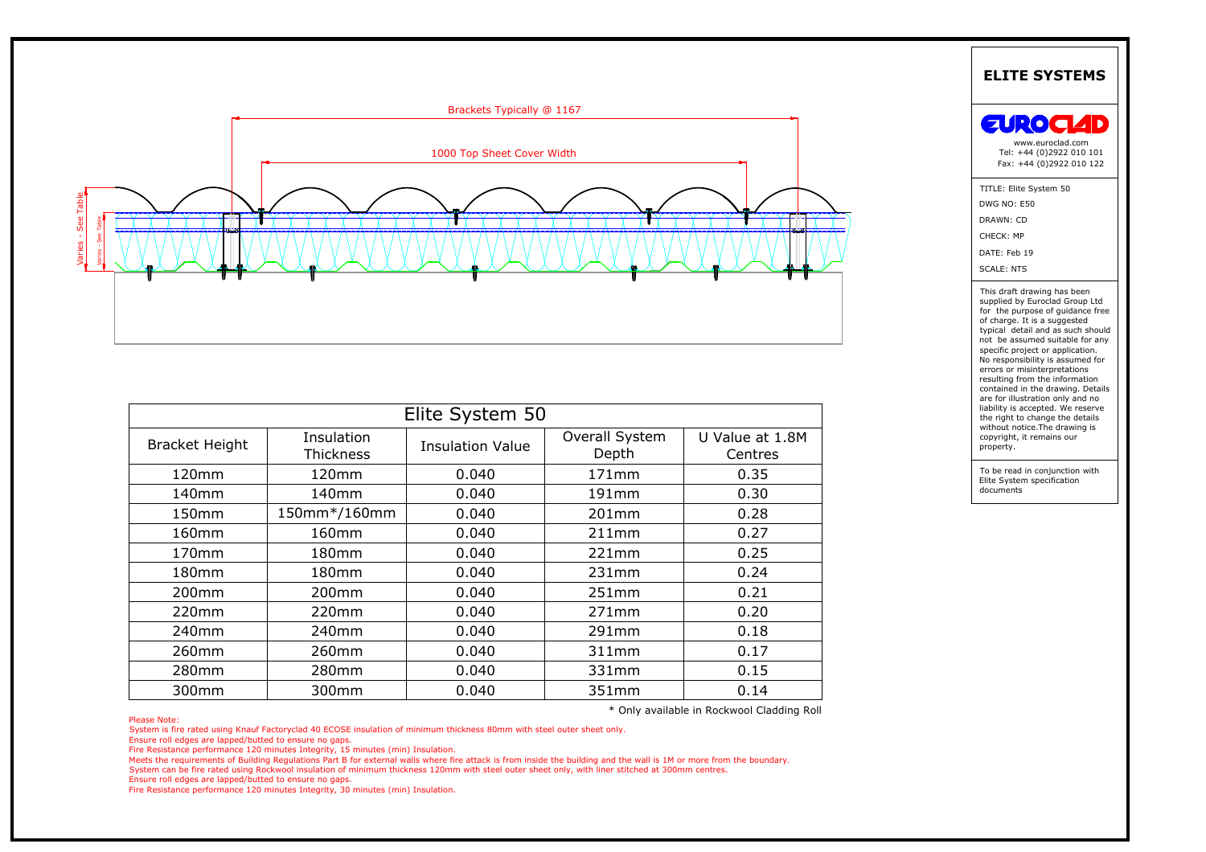Brackets Typically @ 1167

1000 Top Sheet Cover Width

Varies - See Table

Varies - See Table

| Elite System 50 | | | | |
|---|---|---|---|---|
| Bracket Height | Insulation Thickness | Insulation Value | Overall System Depth | U Value at 1.8M Centres |
| 120mm | 120mm | 0.040 | 171mm | 0.35 |
| 140mm | 140mm | 0.040 | 191mm | 0.30 |
| 150mm | 150mm*/160mm | 0.040 | 201mm | 0.28 |
| 160mm | 160mm | 0.040 | 211mm | 0.27 |
| 170mm | 180mm | 0.040 | 221mm | 0.25 |
| 180mm | 180mm | 0.040 | 231mm | 0.24 |
| 200mm | 200mm | 0.040 | 251mm | 0.21 |
| 220mm | 220mm | 0.040 | 271mm | 0.20 |
| 240mm | 240mm | 0.040 | 291mm | 0.18 |
| 260mm | 260mm | 0.040 | 311mm | 0.17 |
| 280mm | 280mm | 0.040 | 331mm | 0.15 |
| 300mm | 300mm | 0.040 | 351mm | 0.14 |

* Only available in Rockwool Cladding Roll

Please Note:
System is fire rated using Knauf Factoryclad 40 ECOSE insulation of minimum thickness 80mm with steel outer sheet only.
Ensure roll edges are lapped/butted to ensure no gaps.
Fire Resistance performance 120 minutes Integrity, 15 minutes (min) Insulation.
Meets the requirements of Building Regulations Part B for external walls where fire attack is from inside the building and the wall is 1M or more from the boundary.
System can be fire rated using Rockwool insulation of minimum thickness 120mm with steel outer sheet only, with liner stitched at 300mm centres.
Ensure roll edges are lapped/butted to ensure no gaps.
Fire Resistance performance 120 minutes Integrity, 30 minutes (min) Insulation.

# ELITE SYSTEMS

EUROCLAD

www.euroclad.com
Tel: +44 (0)2922 010 101
Fax: +44 (0)2922 010 122

TITLE: Elite System 50
DWG NO: E50
DRAWN: CD
CHECK: MP
DATE: Feb 19
SCALE: NTS

This draft drawing has been supplied by Euroclad Group Ltd for the purpose of guidance free of charge. It is a suggested typical detail and as such should not be assumed suitable for any specific project or application. No responsibility is assumed for errors or misinterpretations resulting from the information contained in the drawing. Details are for illustration only and no liability is accepted. We reserve the right to change the details without notice.The drawing is copyright, it remains our property.

To be read in conjunction with Elite System specification documents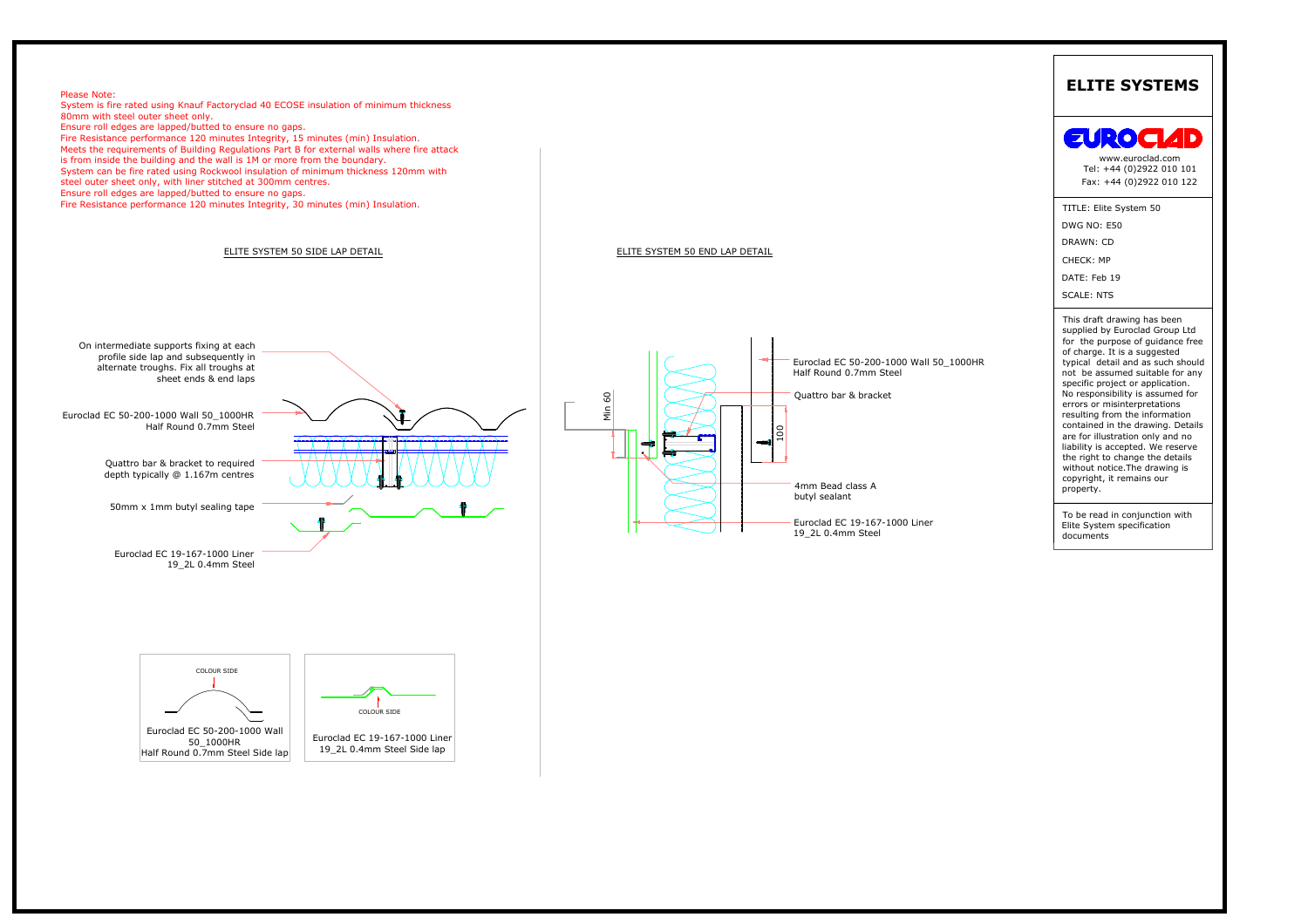Please Note:
System is fire rated using Knauf Factoryclad 40 ECOSE insulation of minimum thickness 80mm with steel outer sheet only.
Ensure roll edges are lapped/butted to ensure no gaps.
Fire Resistance performance 120 minutes Integrity, 15 minutes (min) Insulation.
Meets the requirements of Building Regulations Part B for external walls where fire attack is from inside the building and the wall is 1M or more from the boundary.
System can be fire rated using Rockwool insulation of minimum thickness 120mm with steel outer sheet only, with liner stitched at 300mm centres.
Ensure roll edges are lapped/butted to ensure no gaps.
Fire Resistance performance 120 minutes Integrity, 30 minutes (min) Insulation.

## ELITE SYSTEM 50 SIDE LAP DETAIL

On intermediate supports fixing at each profile side lap and subsequently in alternate troughs. Fix all troughs at sheet ends & end laps

Euroclad EC 50-200-1000 Wall 50_1000HR Half Round 0.7mm Steel

Quattro bar & bracket to required depth typically @ 1.167m centres

50mm x 1mm butyl sealing tape

Euroclad EC 19-167-1000 Liner 19_2L 0.4mm Steel

COLOUR SIDE

Euroclad EC 50-200-1000 Wall 50_1000HR Half Round 0.7mm Steel Side lap

COLOUR SIDE

Euroclad EC 19-167-1000 Liner 19_2L 0.4mm Steel Side lap

## ELITE SYSTEM 50 END LAP DETAIL

Min 60

100

Euroclad EC 50-200-1000 Wall 50_1000HR Half Round 0.7mm Steel

Quattro bar & bracket

4mm Bead class A butyl sealant

Euroclad EC 19-167-1000 Liner 19_2L 0.4mm Steel

# ELITE SYSTEMS

EUROCLAD

www.euroclad.com
Tel: +44 (0)2922 010 101
Fax: +44 (0)2922 010 122

TITLE: Elite System 50
DWG NO: E50
DRAWN: CD
CHECK: MP
DATE: Feb 19
SCALE: NTS

This draft drawing has been supplied by Euroclad Group Ltd for the purpose of guidance free of charge. It is a suggested typical detail and as such should not be assumed suitable for any specific project or application. No responsibility is assumed for errors or misinterpretations resulting from the information contained in the drawing. Details are for illustration only and no liability is accepted. We reserve the right to change the details without notice.The drawing is copyright, it remains our property.

To be read in conjunction with Elite System specification documents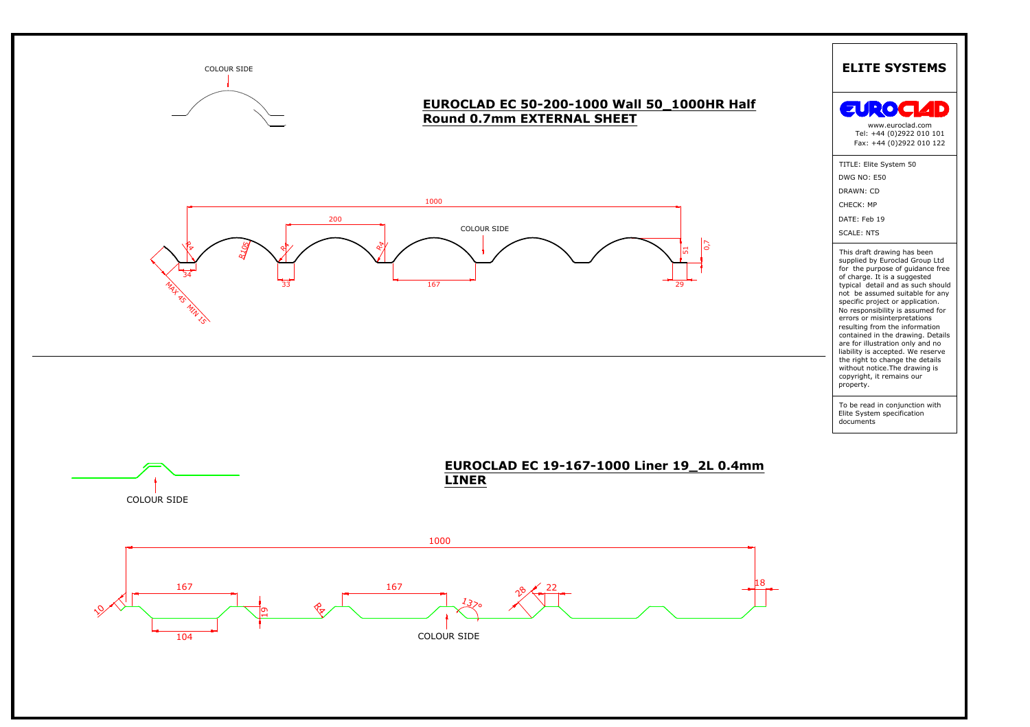## EUROCLAD EC 50-200-1000 Wall 50_1000HR Half Round 0.7mm EXTERNAL SHEET

COLOUR SIDE

1000

200

COLOUR SIDE

R4 R105 R4 R4

34 33 167 29

51 0,7

MAX 45 MIN 15

## EUROCLAD EC 19-167-1000 Liner 19_2L 0.4mm LINER

COLOUR SIDE

1000

167 167

10 19 R4 137° 28 22 18

104

COLOUR SIDE

# ELITE SYSTEMS

EUROCLAD

www.euroclad.com
Tel: +44 (0)2922 010 101
Fax: +44 (0)2922 010 122

TITLE: Elite System 50
DWG NO: E50
DRAWN: CD
CHECK: MP
DATE: Feb 19
SCALE: NTS

This draft drawing has been supplied by Euroclad Group Ltd for the purpose of guidance free of charge. It is a suggested typical detail and as such should not be assumed suitable for any specific project or application. No responsibility is assumed for errors or misinterpretations resulting from the information contained in the drawing. Details are for illustration only and no liability is accepted. We reserve the right to change the details without notice.The drawing is copyright, it remains our property.

To be read in conjunction with Elite System specification documents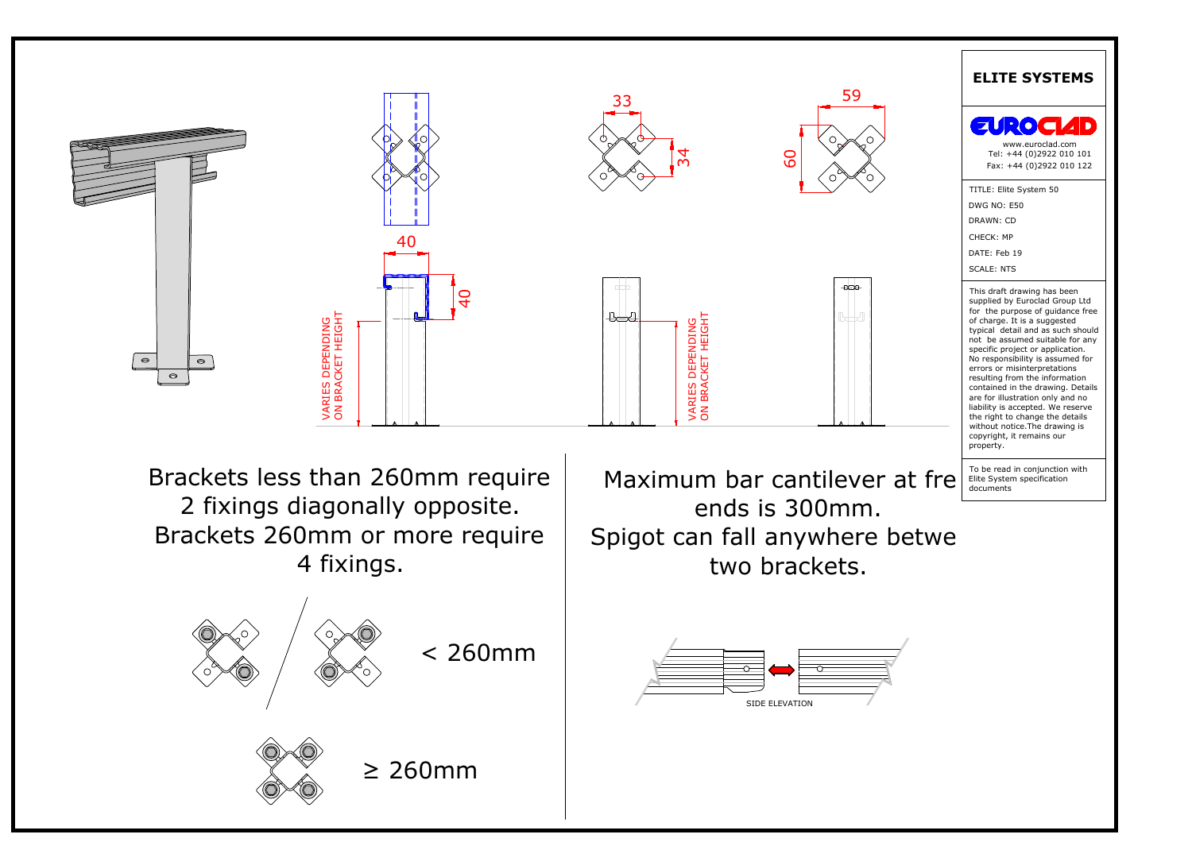ELITE SYSTEMS

EUROCLAD
www.euroclad.com
Tel: +44 (0)2922 010 101
Fax: +44 (0)2922 010 122

TITLE: Elite System 50
DWG NO: E50
DRAWN: CD
CHECK: MP
DATE: Feb 19
SCALE: NTS

This draft drawing has been supplied by Euroclad Group Ltd for the purpose of guidance free of charge. It is a suggested typical detail and as such should not be assumed suitable for any specific project or application. No responsibility is assumed for errors or misinterpretations resulting from the information contained in the drawing. Details are for illustration only and no liability is accepted. We reserve the right to change the details without notice.The drawing is copyright, it remains our property.

To be read in conjunction with Elite System specification documents

33

34

59

60

40

40

VARIES DEPENDING ON BRACKET HEIGHT

VARIES DEPENDING ON BRACKET HEIGHT

Brackets less than 260mm require 2 fixings diagonally opposite. Brackets 260mm or more require 4 fixings.

< 260mm

≥ 260mm

Maximum bar cantilever at fre ends is 300mm. Spigot can fall anywhere betwe two brackets.

SIDE ELEVATION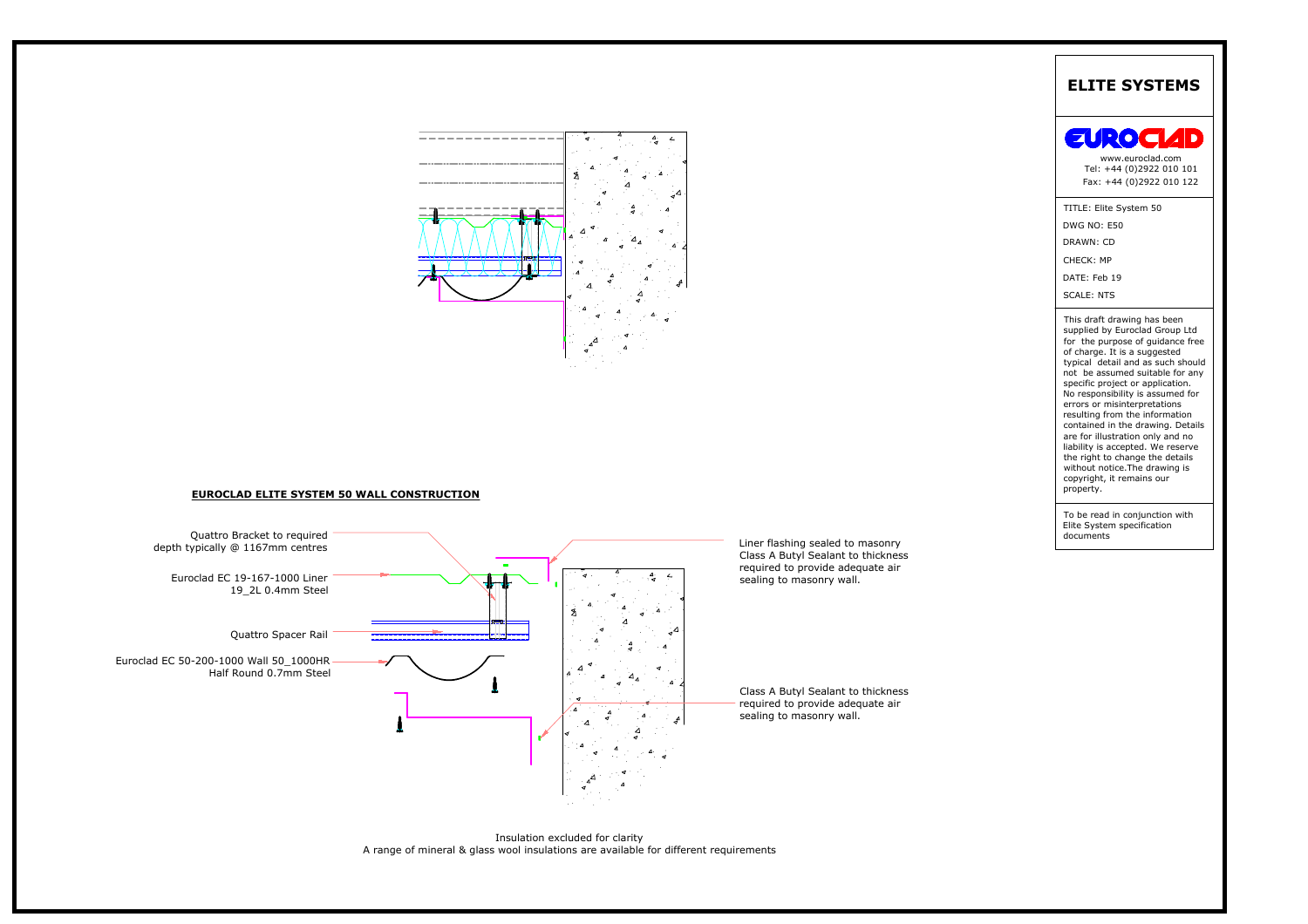## EUROCLAD ELITE SYSTEM 50 WALL CONSTRUCTION

Quattro Bracket to required depth typically @ 1167mm centres

Euroclad EC 19-167-1000 Liner 19_2L 0.4mm Steel

Quattro Spacer Rail

Euroclad EC 50-200-1000 Wall 50_1000HR Half Round 0.7mm Steel

Liner flashing sealed to masonry Class A Butyl Sealant to thickness required to provide adequate air sealing to masonry wall.

Class A Butyl Sealant to thickness required to provide adequate air sealing to masonry wall.

Insulation excluded for clarity
A range of mineral & glass wool insulations are available for different requirements

# ELITE SYSTEMS

EUROCLAD

www.euroclad.com
Tel: +44 (0)2922 010 101
Fax: +44 (0)2922 010 122

TITLE: Elite System 50
DWG NO: E50
DRAWN: CD
CHECK: MP
DATE: Feb 19
SCALE: NTS

This draft drawing has been supplied by Euroclad Group Ltd for the purpose of guidance free of charge. It is a suggested typical detail and as such should not be assumed suitable for any specific project or application. No responsibility is assumed for errors or misinterpretations resulting from the information contained in the drawing. Details are for illustration only and no liability is accepted. We reserve the right to change the details without notice.The drawing is copyright, it remains our property.

To be read in conjunction with Elite System specification documents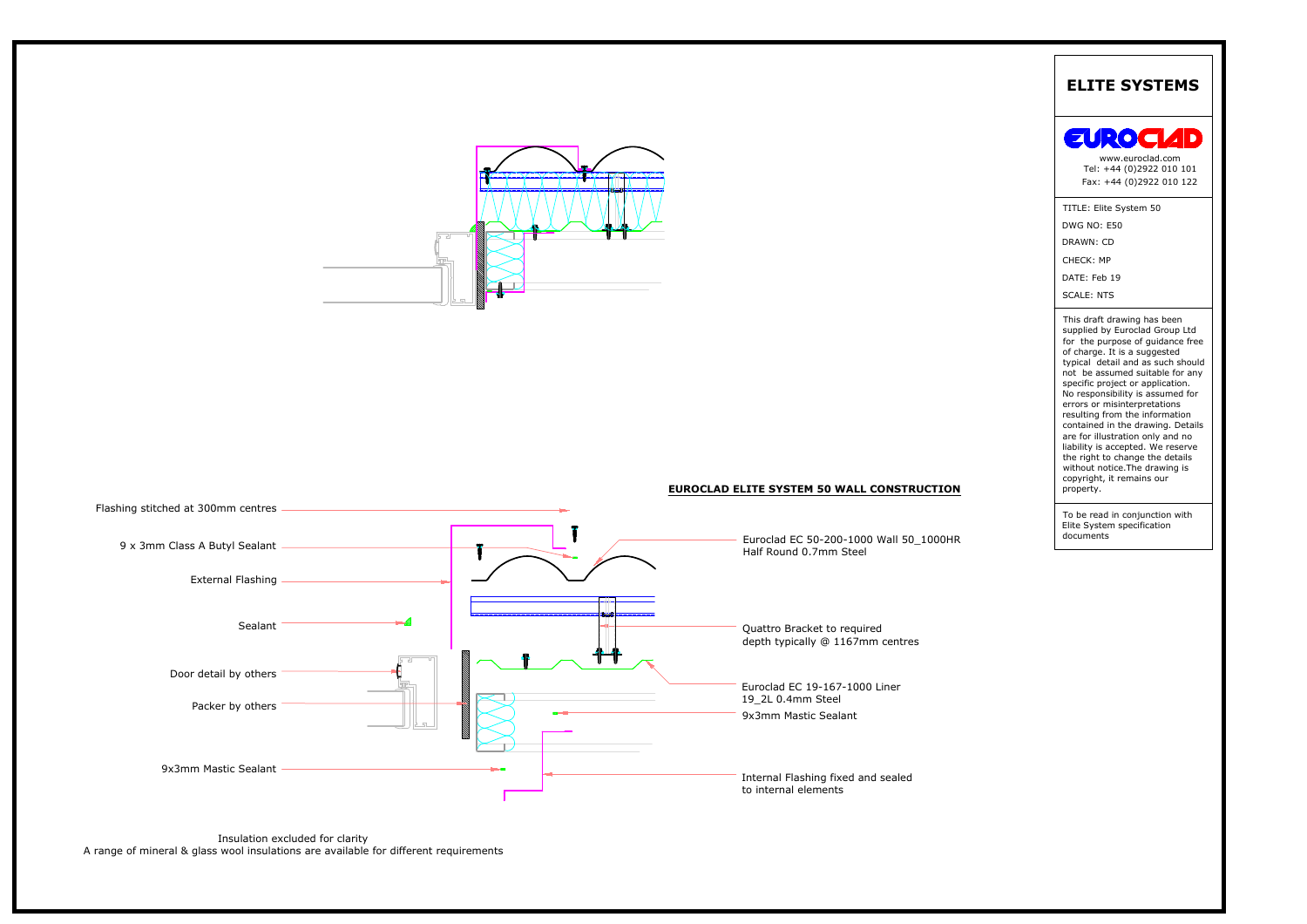# ELITE SYSTEMS

EUROCLAD

www.euroclad.com
Tel: +44 (0)2922 010 101
Fax: +44 (0)2922 010 122

TITLE: Elite System 50

DWG NO: E50

DRAWN: CD

CHECK: MP

DATE: Feb 19

SCALE: NTS

This draft drawing has been supplied by Euroclad Group Ltd for the purpose of guidance free of charge. It is a suggested typical detail and as such should not be assumed suitable for any specific project or application. No responsibility is assumed for errors or misinterpretations resulting from the information contained in the drawing. Details are for illustration only and no liability is accepted. We reserve the right to change the details without notice.The drawing is copyright, it remains our property.

To be read in conjunction with Elite System specification documents

**EUROCLAD ELITE SYSTEM 50 WALL CONSTRUCTION**

Flashing stitched at 300mm centres

9 x 3mm Class A Butyl Sealant

External Flashing

Sealant

Door detail by others

Packer by others

9x3mm Mastic Sealant

Euroclad EC 50-200-1000 Wall 50_1000HR Half Round 0.7mm Steel

Quattro Bracket to required depth typically @ 1167mm centres

Euroclad EC 19-167-1000 Liner 19_2L 0.4mm Steel

9x3mm Mastic Sealant

Internal Flashing fixed and sealed to internal elements

Insulation excluded for clarity
A range of mineral & glass wool insulations are available for different requirements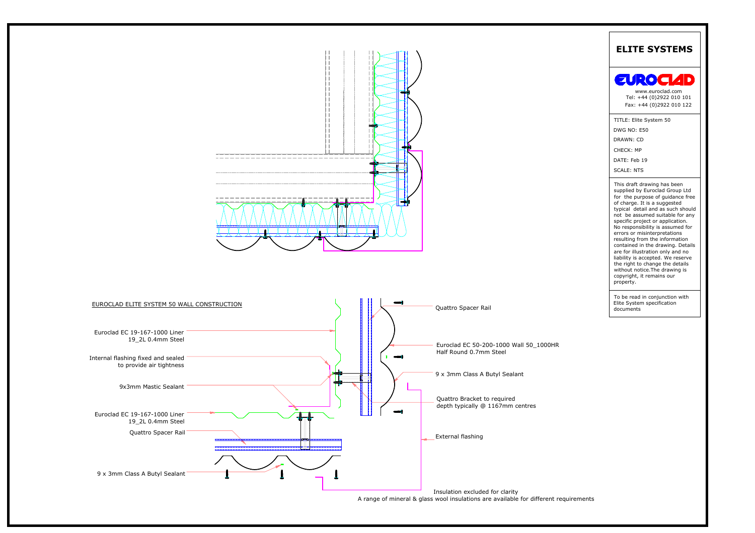## ELITE SYSTEMS

EUROCLAD

www.euroclad.com
Tel: +44 (0)2922 010 101
Fax: +44 (0)2922 010 122

TITLE: Elite System 50
DWG NO: E50
DRAWN: CD
CHECK: MP
DATE: Feb 19
SCALE: NTS

This draft drawing has been supplied by Euroclad Group Ltd for the purpose of guidance free of charge. It is a suggested typical detail and as such should not be assumed suitable for any specific project or application. No responsibility is assumed for errors or misinterpretations resulting from the information contained in the drawing. Details are for illustration only and no liability is accepted. We reserve the right to change the details without notice.The drawing is copyright, it remains our property.

To be read in conjunction with Elite System specification documents

EUROCLAD ELITE SYSTEM 50 WALL CONSTRUCTION

Euroclad EC 19-167-1000 Liner 19_2L 0.4mm Steel

Internal flashing fixed and sealed to provide air tightness

9x3mm Mastic Sealant

Euroclad EC 19-167-1000 Liner 19_2L 0.4mm Steel

Quattro Spacer Rail

9 x 3mm Class A Butyl Sealant

Quattro Spacer Rail

Euroclad EC 50-200-1000 Wall 50_1000HR Half Round 0.7mm Steel

9 x 3mm Class A Butyl Sealant

Quattro Bracket to required depth typically @ 1167mm centres

External flashing

Insulation excluded for clarity
A range of mineral & glass wool insulations are available for different requirements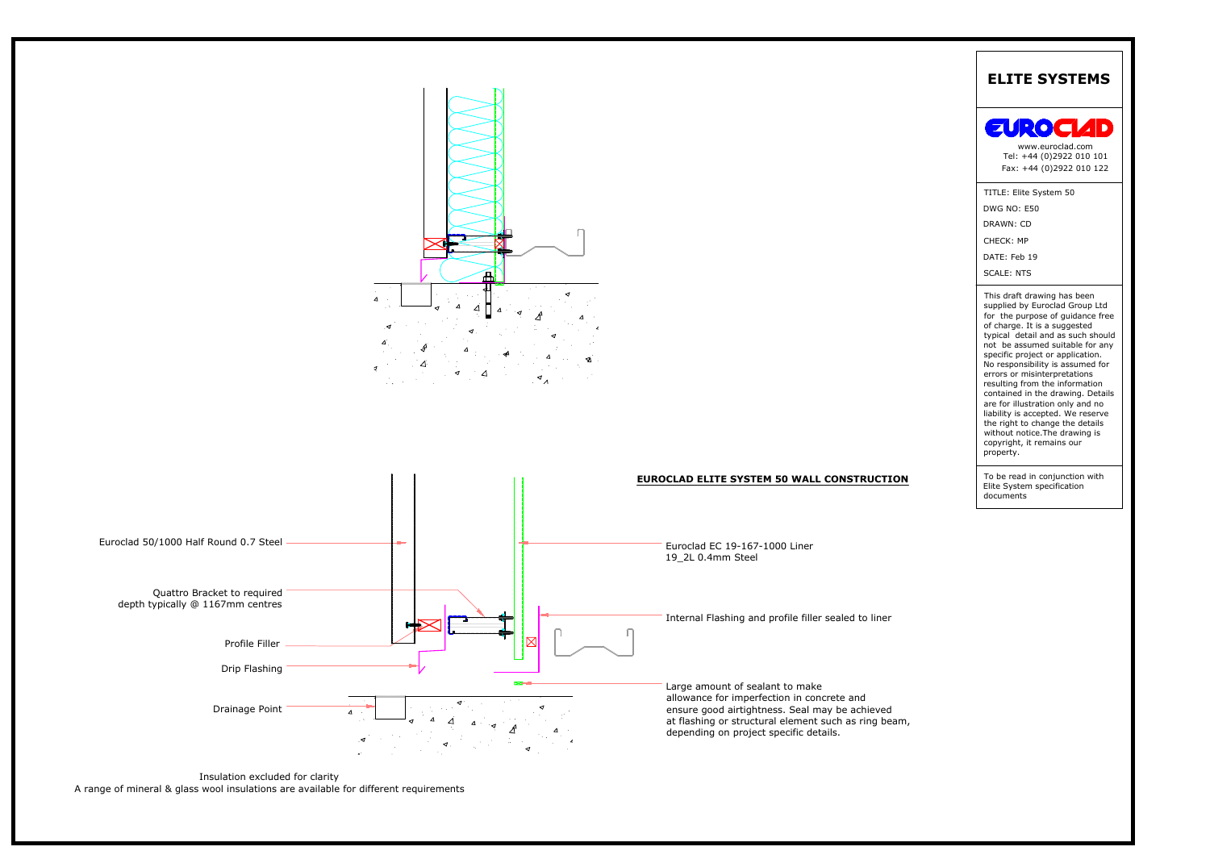# ELITE SYSTEMS

EUROCLAD

www.euroclad.com
Tel: +44 (0)2922 010 101
Fax: +44 (0)2922 010 122

TITLE: Elite System 50

DWG NO: E50

DRAWN: CD

CHECK: MP

DATE: Feb 19

SCALE: NTS

This draft drawing has been supplied by Euroclad Group Ltd for the purpose of guidance free of charge. It is a suggested typical detail and as such should not be assumed suitable for any specific project or application. No responsibility is assumed for errors or misinterpretations resulting from the information contained in the drawing. Details are for illustration only and no liability is accepted. We reserve the right to change the details without notice.The drawing is copyright, it remains our property.

To be read in conjunction with Elite System specification documents

## EUROCLAD ELITE SYSTEM 50 WALL CONSTRUCTION

Euroclad 50/1000 Half Round 0.7 Steel

Quattro Bracket to required depth typically @ 1167mm centres

Profile Filler

Drip Flashing

Drainage Point

Euroclad EC 19-167-1000 Liner 19_2L 0.4mm Steel

Internal Flashing and profile filler sealed to liner

Large amount of sealant to make allowance for imperfection in concrete and ensure good airtightness. Seal may be achieved at flashing or structural element such as ring beam, depending on project specific details.

Insulation excluded for clarity
A range of mineral & glass wool insulations are available for different requirements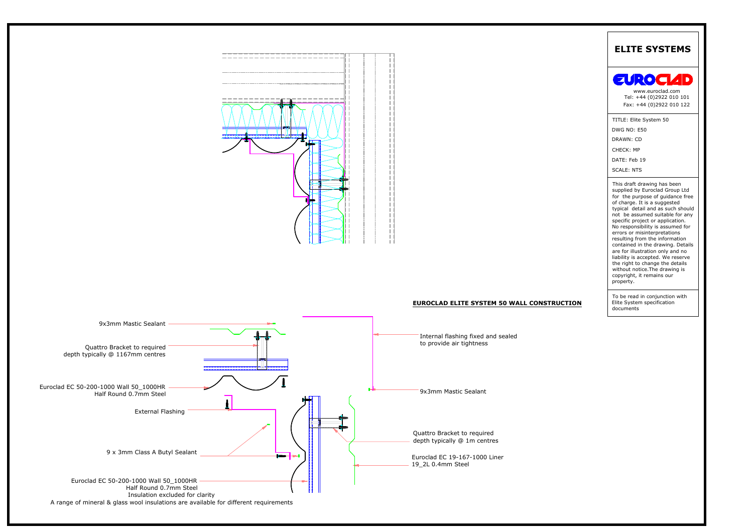# ELITE SYSTEMS

EUROCLAD

www.euroclad.com
Tel: +44 (0)2922 010 101
Fax: +44 (0)2922 010 122

TITLE: Elite System 50

DWG NO: E50

DRAWN: CD

CHECK: MP

DATE: Feb 19

SCALE: NTS

This draft drawing has been supplied by Euroclad Group Ltd for the purpose of guidance free of charge. It is a suggested typical detail and as such should not be assumed suitable for any specific project or application. No responsibility is assumed for errors or misinterpretations resulting from the information contained in the drawing. Details are for illustration only and no liability is accepted. We reserve the right to change the details without notice. The drawing is copyright, it remains our property.

To be read in conjunction with Elite System specification documents

**EUROCLAD ELITE SYSTEM 50 WALL CONSTRUCTION**

9x3mm Mastic Sealant

Quattro Bracket to required depth typically @ 1167mm centres

Euroclad EC 50-200-1000 Wall 50_1000HR Half Round 0.7mm Steel

External Flashing

9 x 3mm Class A Butyl Sealant

Euroclad EC 50-200-1000 Wall 50_1000HR Half Round 0.7mm Steel

Insulation excluded for clarity

A range of mineral & glass wool insulations are available for different requirements

Internal flashing fixed and sealed to provide air tightness

9x3mm Mastic Sealant

Quattro Bracket to required depth typically @ 1m centres

Euroclad EC 19-167-1000 Liner 19_2L 0.4mm Steel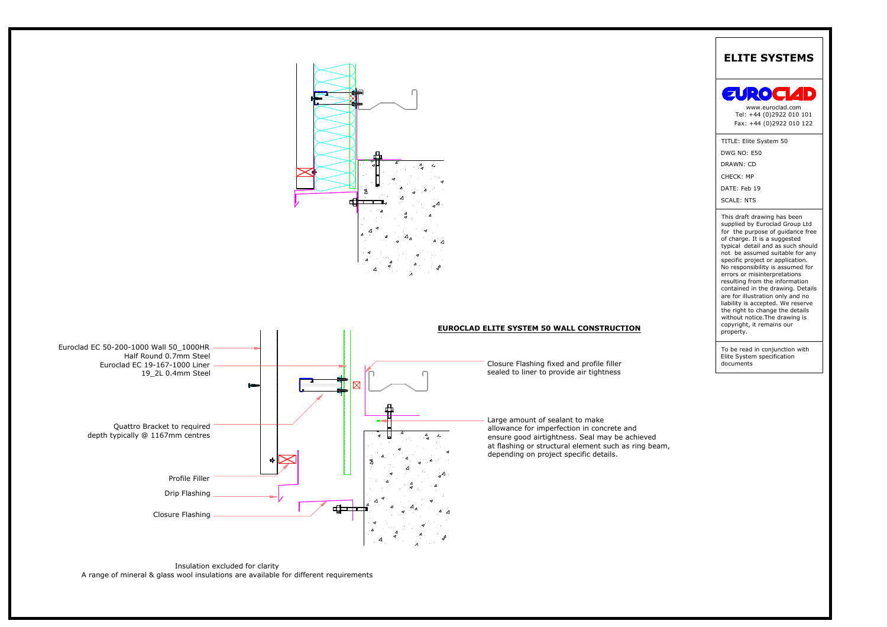## ELITE SYSTEMS

EUROCLAD

www.euroclad.com
Tel: +44 (0)2922 010 101
Fax: +44 (0)2922 010 122

TITLE: Elite System 50

DWG NO: E50

DRAWN: CD

CHECK: MP

DATE: Feb 19

SCALE: NTS

This draft drawing has been supplied by Euroclad Group Ltd for the purpose of guidance free of charge. It is a suggested typical detail and as such should not be assumed suitable for any specific project or application. No responsibility is assumed for errors or misinterpretations resulting from the information contained in the drawing. Details are for illustration only and no liability is accepted. We reserve the right to change the details without notice.The drawing is copyright, it remains our property.

To be read in conjunction with Elite System specification documents

### EUROCLAD ELITE SYSTEM 50 WALL CONSTRUCTION

Euroclad EC 50-200-1000 Wall 50_1000HR Half Round 0.7mm Steel

Euroclad EC 19-167-1000 Liner 19_2L 0.4mm Steel

Quattro Bracket to required depth typically @ 1167mm centres

Profile Filler

Drip Flashing

Closure Flashing

Closure Flashing fixed and profile filler sealed to liner to provide air tightness

Large amount of sealant to make allowance for imperfection in concrete and ensure good airtightness. Seal may be achieved at flashing or structural element such as ring beam, depending on project specific details.

Insulation excluded for clarity
A range of mineral & glass wool insulations are available for different requirements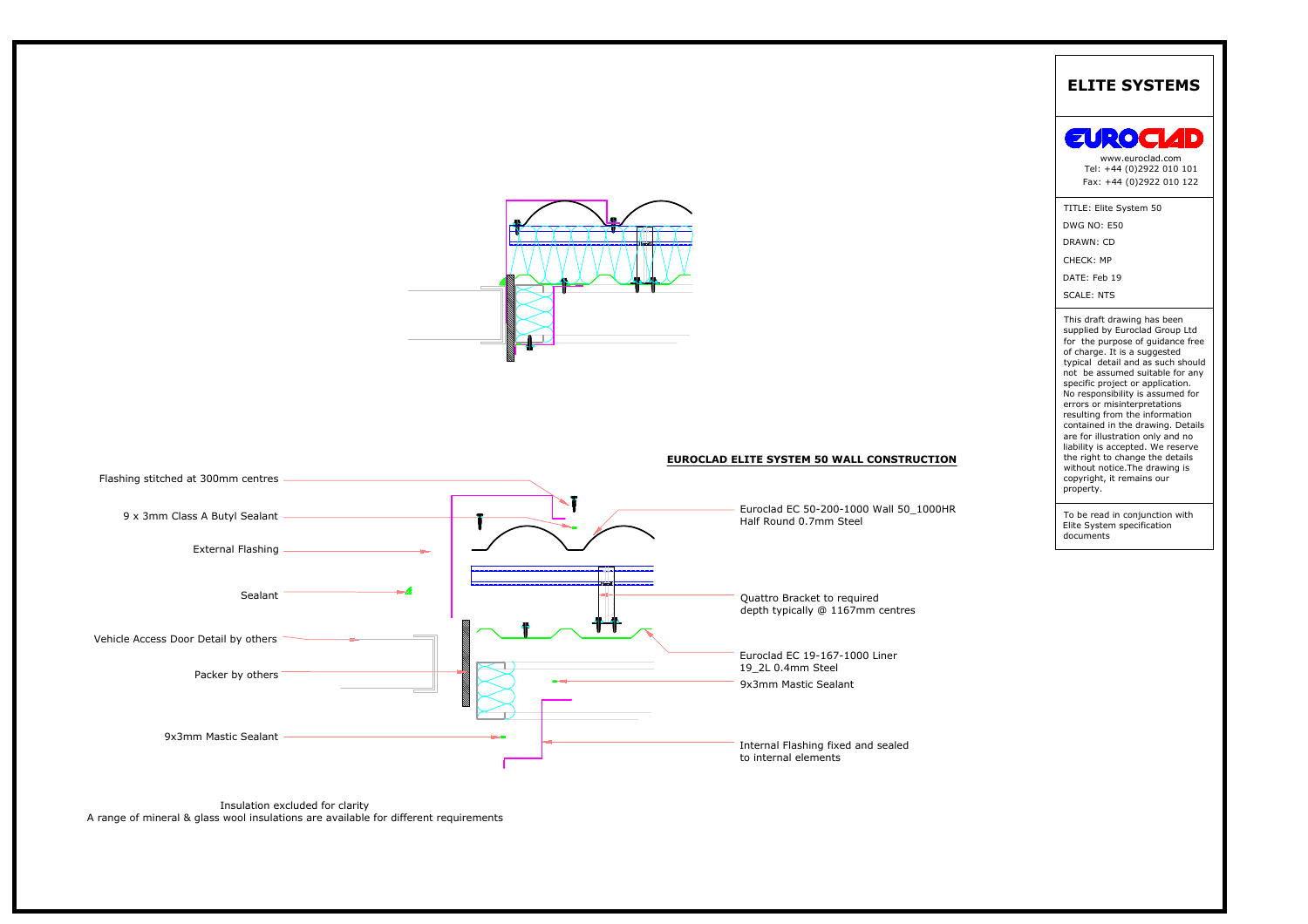# ELITE SYSTEMS

www.euroclad.com
Tel: +44 (0)2922 010 101
Fax: +44 (0)2922 010 122

TITLE: Elite System 50
DWG NO: E50
DRAWN: CD
CHECK: MP
DATE: Feb 19
SCALE: NTS

This draft drawing has been supplied by Euroclad Group Ltd for the purpose of guidance free of charge. It is a suggested typical detail and as such should not be assumed suitable for any specific project or application. No responsibility is assumed for errors or misinterpretations resulting from the information contained in the drawing. Details are for illustration only and no liability is accepted. We reserve the right to change the details without notice.The drawing is copyright, it remains our property.

To be read in conjunction with Elite System specification documents

**EUROCLAD ELITE SYSTEM 50 WALL CONSTRUCTION**

Flashing stitched at 300mm centres

9 x 3mm Class A Butyl Sealant

External Flashing

Sealant

Vehicle Access Door Detail by others

Packer by others

9x3mm Mastic Sealant

Euroclad EC 50-200-1000 Wall 50_1000HR Half Round 0.7mm Steel

Quattro Bracket to required depth typically @ 1167mm centres

Euroclad EC 19-167-1000 Liner 19_2L 0.4mm Steel

9x3mm Mastic Sealant

Internal Flashing fixed and sealed to internal elements

Insulation excluded for clarity
A range of mineral & glass wool insulations are available for different requirements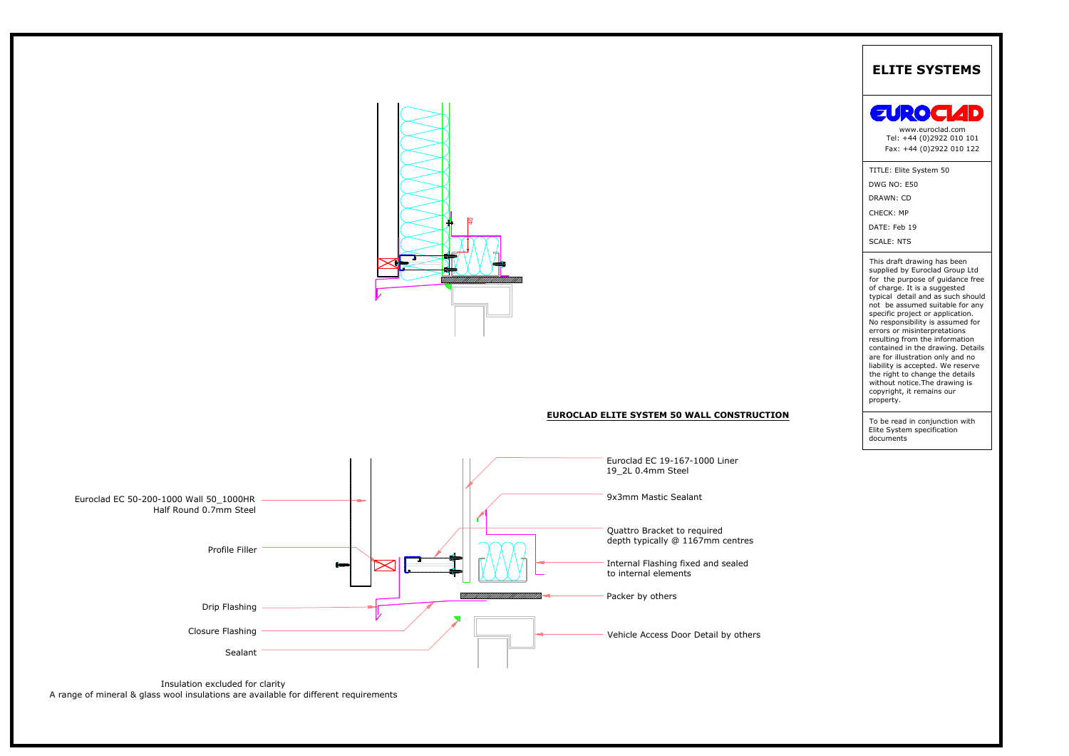# ELITE SYSTEMS

EUROCLAD

www.euroclad.com
Tel: +44 (0)2922 010 101
Fax: +44 (0)2922 010 122

TITLE: Elite System 50

DWG NO: E50

DRAWN: CD

CHECK: MP

DATE: Feb 19

SCALE: NTS

This draft drawing has been supplied by Euroclad Group Ltd for the purpose of guidance free of charge. It is a suggested typical detail and as such should not be assumed suitable for any specific project or application. No responsibility is assumed for errors or misinterpretations resulting from the information contained in the drawing. Details are for illustration only and no liability is accepted. We reserve the right to change the details without notice.The drawing is copyright, it remains our property.

To be read in conjunction with Elite System specification documents

## EUROCLAD ELITE SYSTEM 50 WALL CONSTRUCTION

40

Euroclad EC 50-200-1000 Wall 50_1000HR Half Round 0.7mm Steel

Profile Filler

Drip Flashing

Closure Flashing

Sealant

Euroclad EC 19-167-1000 Liner 19_2L 0.4mm Steel

9x3mm Mastic Sealant

Quattro Bracket to required depth typically @ 1167mm centres

Internal Flashing fixed and sealed to internal elements

Packer by others

Vehicle Access Door Detail by others

Insulation excluded for clarity
A range of mineral & glass wool insulations are available for different requirements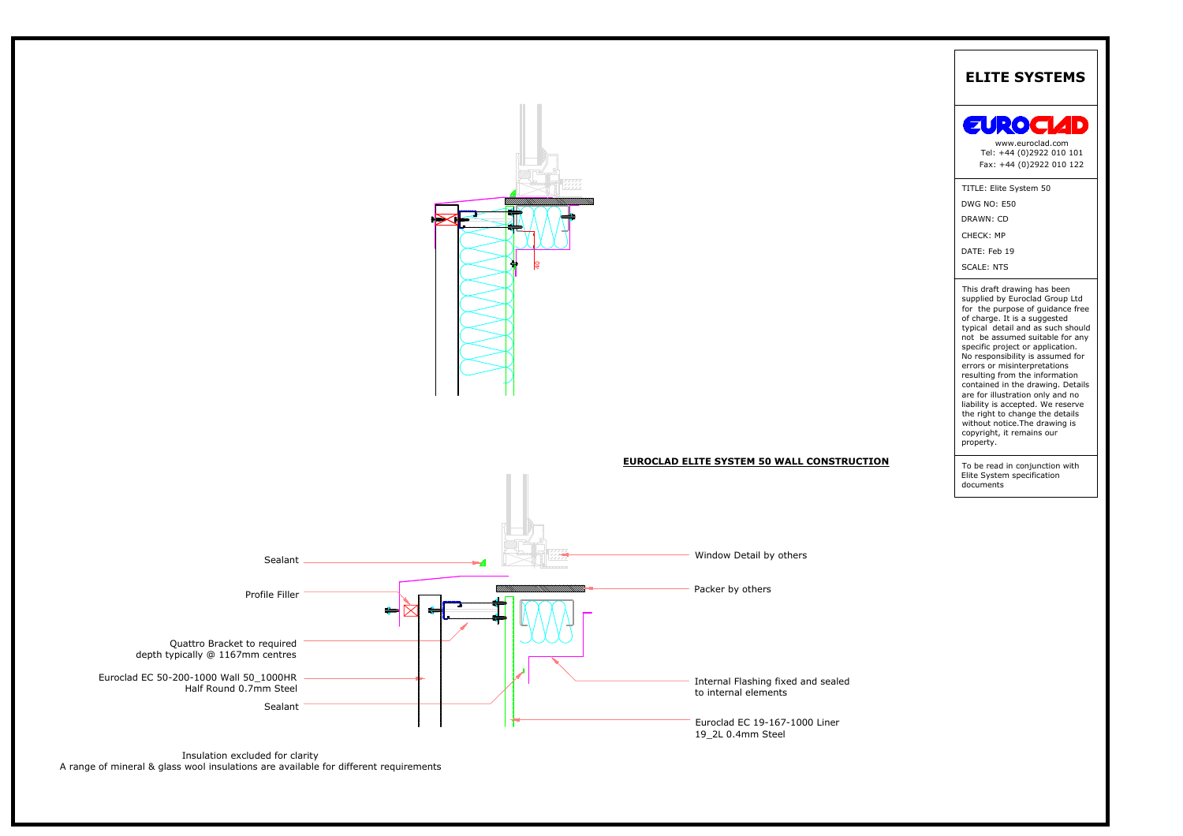# ELITE SYSTEMS

www.euroclad.com
Tel: +44 (0)2922 010 101
Fax: +44 (0)2922 010 122

TITLE: Elite System 50
DWG NO: E50
DRAWN: CD
CHECK: MP
DATE: Feb 19
SCALE: NTS

This draft drawing has been supplied by Euroclad Group Ltd for the purpose of guidance free of charge. It is a suggested typical detail and as such should not be assumed suitable for any specific project or application. No responsibility is assumed for errors or misinterpretations resulting from the information contained in the drawing. Details are for illustration only and no liability is accepted. We reserve the right to change the details without notice.The drawing is copyright, it remains our property.

To be read in conjunction with Elite System specification documents

40

## EUROCLAD ELITE SYSTEM 50 WALL CONSTRUCTION

Sealant

Profile Filler

Quattro Bracket to required depth typically @ 1167mm centres

Euroclad EC 50-200-1000 Wall 50_1000HR Half Round 0.7mm Steel

Sealant

Window Detail by others

Packer by others

Internal Flashing fixed and sealed to internal elements

Euroclad EC 19-167-1000 Liner 19_2L 0.4mm Steel

Insulation excluded for clarity
A range of mineral & glass wool insulations are available for different requirements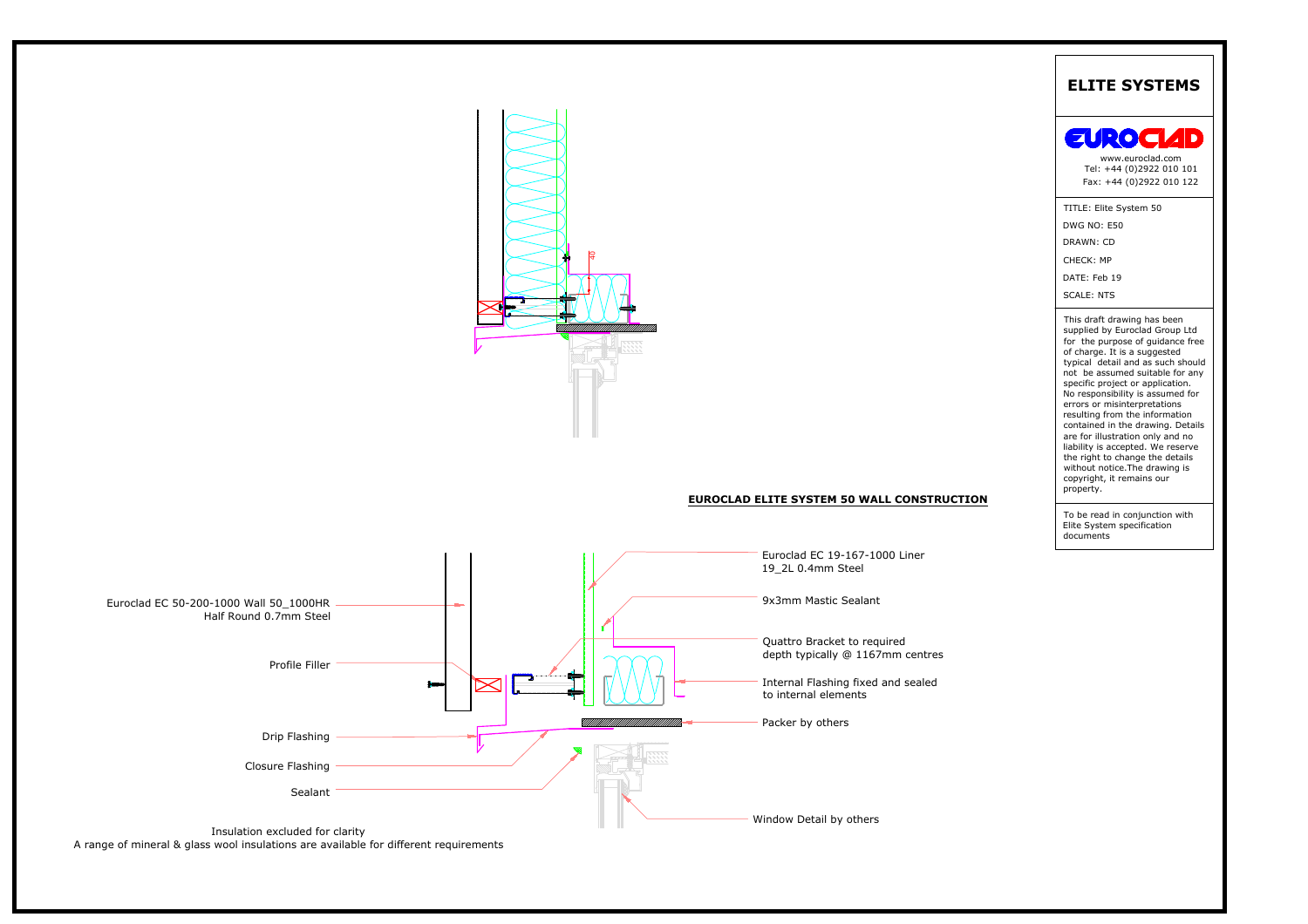## EUROCLAD ELITE SYSTEM 50 WALL CONSTRUCTION

40

- Euroclad EC 19-167-1000 Liner 19_2L 0.4mm Steel
- 9x3mm Mastic Sealant
- Quattro Bracket to required depth typically @ 1167mm centres
- Internal Flashing fixed and sealed to internal elements
- Packer by others
- Window Detail by others
- Euroclad EC 50-200-1000 Wall 50_1000HR Half Round 0.7mm Steel
- Profile Filler
- Drip Flashing
- Closure Flashing
- Sealant

Insulation excluded for clarity
A range of mineral & glass wool insulations are available for different requirements

**ELITE SYSTEMS**

EUROCLAD

www.euroclad.com
Tel: +44 (0)2922 010 101
Fax: +44 (0)2922 010 122

TITLE: Elite System 50
DWG NO: E50
DRAWN: CD
CHECK: MP
DATE: Feb 19
SCALE: NTS

This draft drawing has been supplied by Euroclad Group Ltd for the purpose of guidance free of charge. It is a suggested typical detail and as such should not be assumed suitable for any specific project or application. No responsibility is assumed for errors or misinterpretations resulting from the information contained in the drawing. Details are for illustration only and no liability is accepted. We reserve the right to change the details without notice.The drawing is copyright, it remains our property.

To be read in conjunction with Elite System specification documents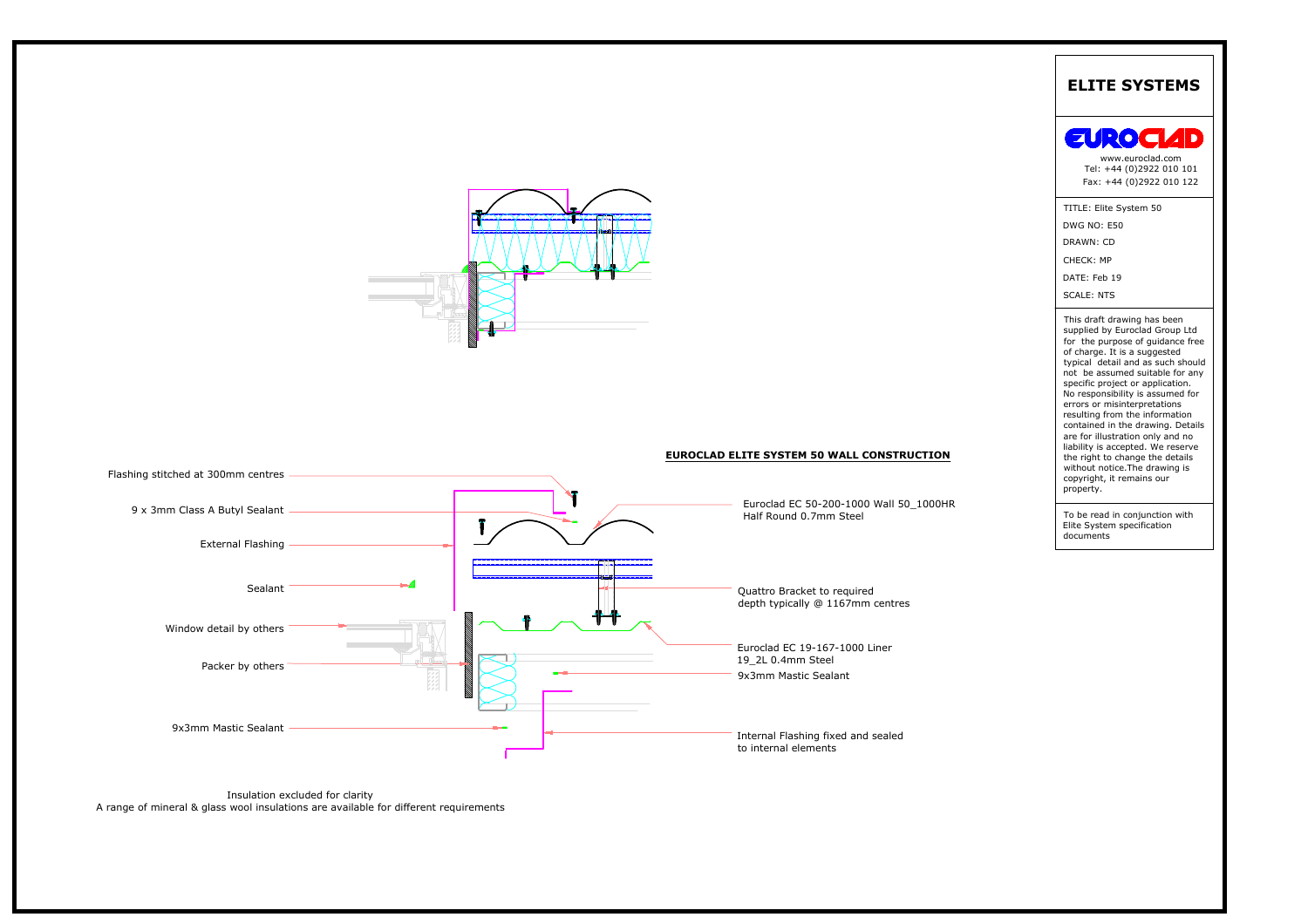# ELITE SYSTEMS

EUROCLAD

www.euroclad.com
Tel: +44 (0)2922 010 101
Fax: +44 (0)2922 010 122

TITLE: Elite System 50

DWG NO: E50

DRAWN: CD

CHECK: MP

DATE: Feb 19

SCALE: NTS

This draft drawing has been supplied by Euroclad Group Ltd for the purpose of guidance free of charge. It is a suggested typical detail and as such should not be assumed suitable for any specific project or application. No responsibility is assumed for errors or misinterpretations resulting from the information contained in the drawing. Details are for illustration only and no liability is accepted. We reserve the right to change the details without notice.The drawing is copyright, it remains our property.

To be read in conjunction with Elite System specification documents

## EUROCLAD ELITE SYSTEM 50 WALL CONSTRUCTION

Flashing stitched at 300mm centres

9 x 3mm Class A Butyl Sealant

External Flashing

Sealant

Window detail by others

Packer by others

9x3mm Mastic Sealant

Euroclad EC 50-200-1000 Wall 50_1000HR Half Round 0.7mm Steel

Quattro Bracket to required depth typically @ 1167mm centres

Euroclad EC 19-167-1000 Liner 19_2L 0.4mm Steel

9x3mm Mastic Sealant

Internal Flashing fixed and sealed to internal elements

Insulation excluded for clarity
A range of mineral & glass wool insulations are available for different requirements